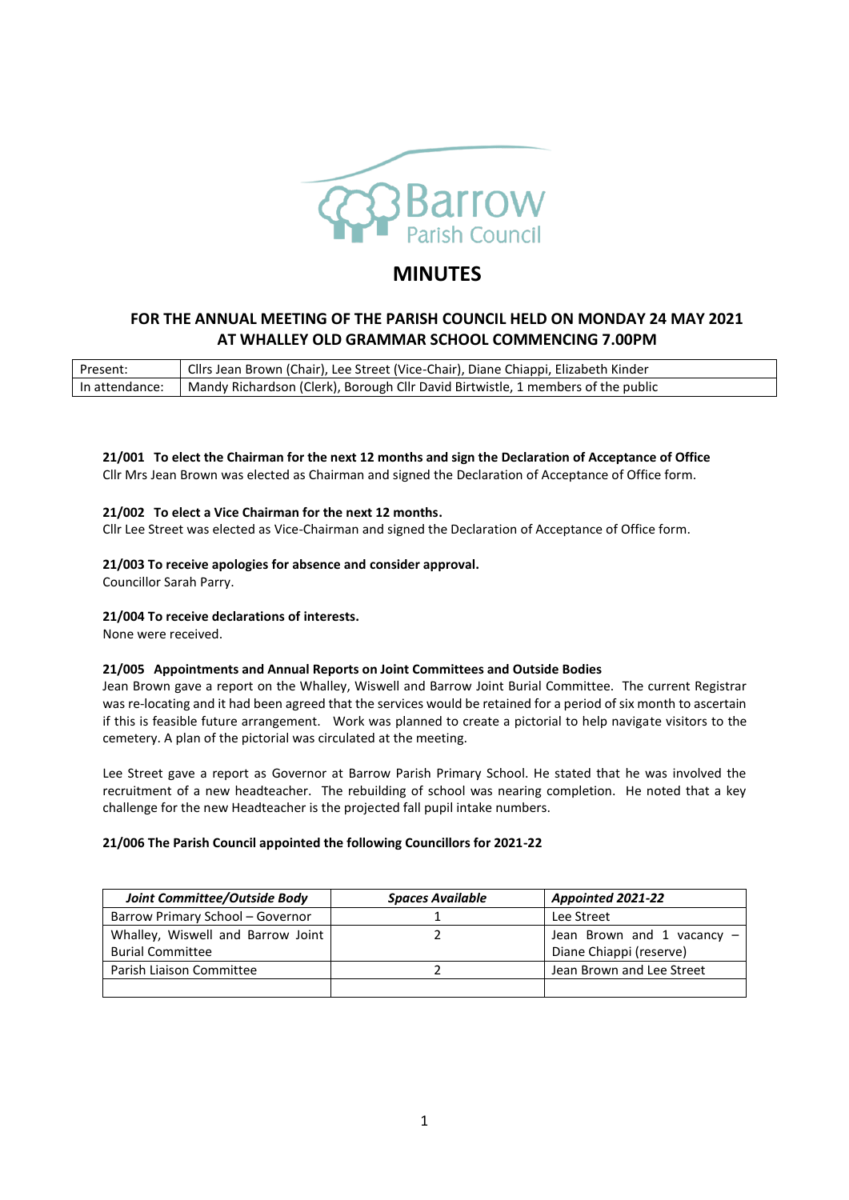Barrow Parish Council

# MINUTES

## FOR THE ANNUAL MEETING OF THE PARISH COUNCIL HELD ON MONDAY 24 MAY 2021 AT WHALLEY OLD GRAMMAR SCHOOL COMMENCING 7.00PM

| Present: | Cllrs Jean Brown (Chair), Lee Street (Vice-Chair), Diane Chiappi, Elizabeth Kinder |
|---|---|
| In attendance: | Mandy Richardson (Clerk), Borough Cllr David Birtwistle, 1 members of the public |

**21/001 To elect the Chairman for the next 12 months and sign the Declaration of Acceptance of Office**
Cllr Mrs Jean Brown was elected as Chairman and signed the Declaration of Acceptance of Office form.

**21/002 To elect a Vice Chairman for the next 12 months.**
Cllr Lee Street was elected as Vice-Chairman and signed the Declaration of Acceptance of Office form.

**21/003 To receive apologies for absence and consider approval.**
Councillor Sarah Parry.

**21/004 To receive declarations of interests.**
None were received.

**21/005 Appointments and Annual Reports on Joint Committees and Outside Bodies**
Jean Brown gave a report on the Whalley, Wiswell and Barrow Joint Burial Committee. The current Registrar was re-locating and it had been agreed that the services would be retained for a period of six month to ascertain if this is feasible future arrangement. Work was planned to create a pictorial to help navigate visitors to the cemetery. A plan of the pictorial was circulated at the meeting.

Lee Street gave a report as Governor at Barrow Parish Primary School. He stated that he was involved the recruitment of a new headteacher. The rebuilding of school was nearing completion. He noted that a key challenge for the new Headteacher is the projected fall pupil intake numbers.

**21/006 The Parish Council appointed the following Councillors for 2021-22**

| *Joint Committee/Outside Body* | *Spaces Available* | *Appointed 2021-22* |
|---|---|---|
| Barrow Primary School – Governor | 1 | Lee Street |
| Whalley, Wiswell and Barrow Joint Burial Committee | 2 | Jean Brown and 1 vacancy – Diane Chiappi (reserve) |
| Parish Liaison Committee | 2 | Jean Brown and Lee Street |
| | | |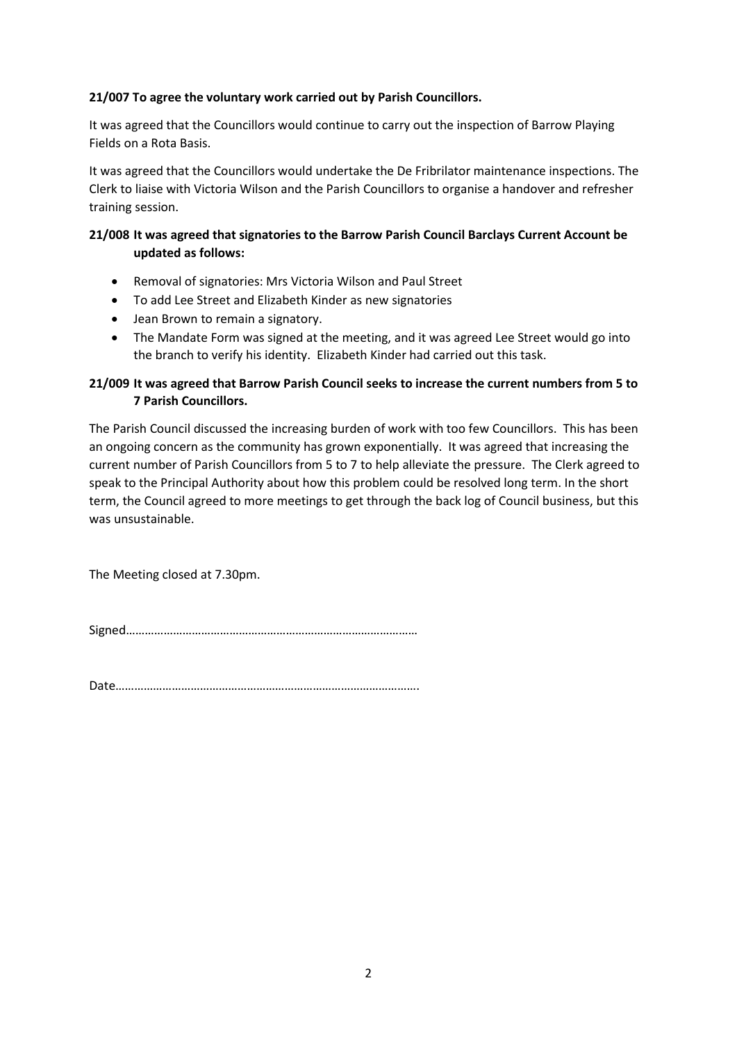**21/007 To agree the voluntary work carried out by Parish Councillors.**

It was agreed that the Councillors would continue to carry out the inspection of Barrow Playing Fields on a Rota Basis.

It was agreed that the Councillors would undertake the De Fribrilator maintenance inspections. The Clerk to liaise with Victoria Wilson and the Parish Councillors to organise a handover and refresher training session.

**21/008 It was agreed that signatories to the Barrow Parish Council Barclays Current Account be updated as follows:**

- Removal of signatories: Mrs Victoria Wilson and Paul Street
- To add Lee Street and Elizabeth Kinder as new signatories
- Jean Brown to remain a signatory.
- The Mandate Form was signed at the meeting, and it was agreed Lee Street would go into the branch to verify his identity. Elizabeth Kinder had carried out this task.

**21/009 It was agreed that Barrow Parish Council seeks to increase the current numbers from 5 to 7 Parish Councillors.**

The Parish Council discussed the increasing burden of work with too few Councillors. This has been an ongoing concern as the community has grown exponentially. It was agreed that increasing the current number of Parish Councillors from 5 to 7 to help alleviate the pressure. The Clerk agreed to speak to the Principal Authority about how this problem could be resolved long term. In the short term, the Council agreed to more meetings to get through the back log of Council business, but this was unsustainable.

The Meeting closed at 7.30pm.

Signed………………………………………………………………………………

Date…………………………………………………………………………………….